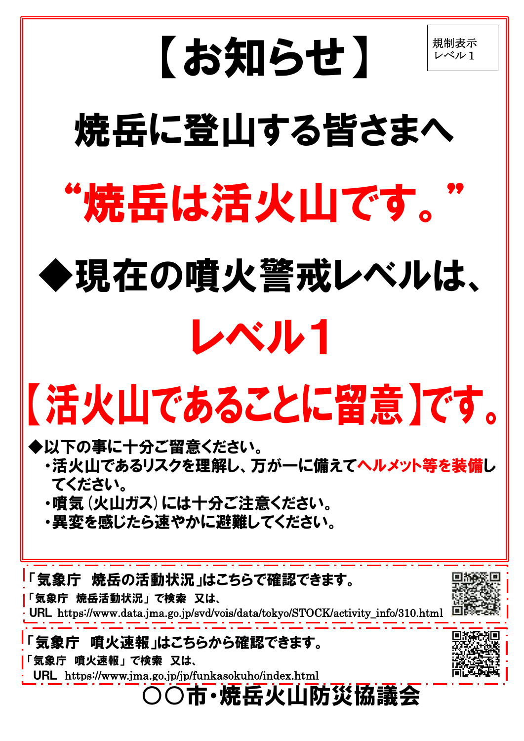規制表示
レベル１

# 【お知らせ】

## 焼岳に登山する皆さまへ

## “焼岳は活火山です。”

## ◆現在の噴火警戒レベルは、

# レベル１

## 【活火山であることに留意】です。

◆以下の事に十分ご留意ください。

- 活火山であるリスクを理解し、万が一に備えて**ヘルメット等を装備**してください。
- 噴気（火山ガス）には十分ご注意ください。
- 異変を感じたら速やかに避難してください。

---

「気象庁　焼岳の活動状況」はこちらで確認できます。
「気象庁　焼岳活動状況」で検索　又は、
URL https://www.data.jma.go.jp/svd/vois/data/tokyo/STOCK/activity_info/310.html

---

「気象庁　噴火速報」はこちらから確認できます。
「気象庁　噴火速報」で検索　又は、
URL https://www.jma.go.jp/jp/funkasokuho/index.html

---

**〇〇市・焼岳火山防災協議会**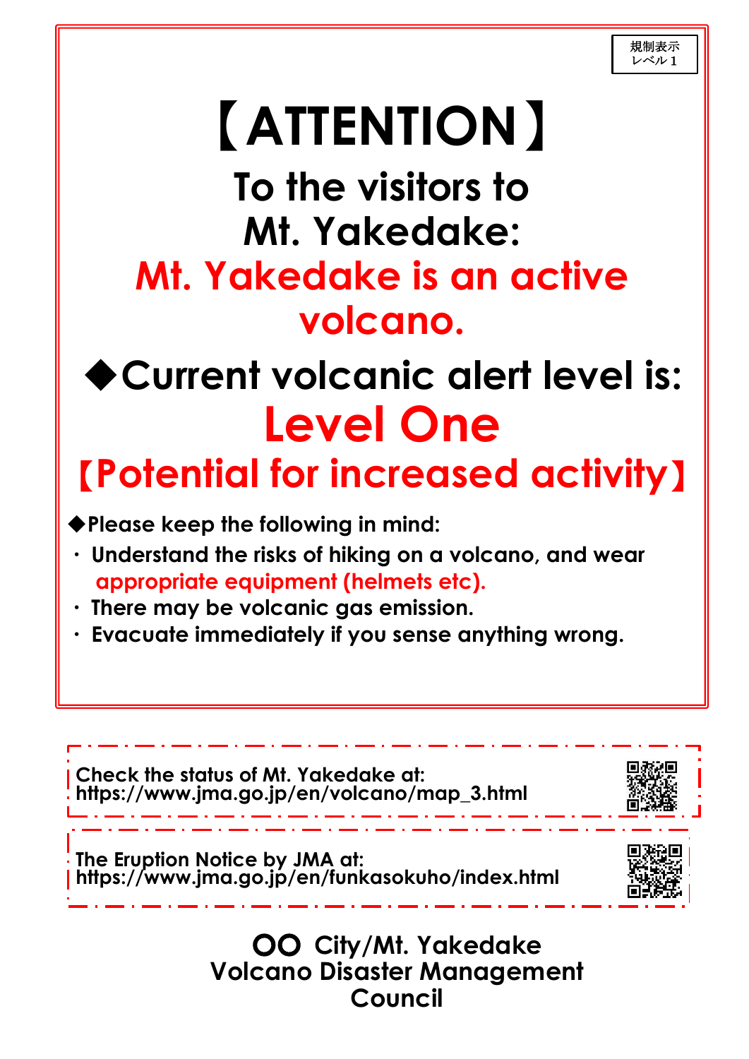規制表示
レベル１

# 【ATTENTION】

## To the visitors to Mt. Yakedake:

## Mt. Yakedake is an active volcano.

## ◆Current volcanic alert level is:

# Level One

## 【Potential for increased activity】

**◆Please keep the following in mind:**

- **Understand the risks of hiking on a volcano, and wear appropriate equipment (helmets etc).**
- **There may be volcanic gas emission.**
- **Evacuate immediately if you sense anything wrong.**

**Check the status of Mt. Yakedake at:**
**https://www.jma.go.jp/en/volcano/map_3.html**

**The Eruption Notice by JMA at:**
**https://www.jma.go.jp/en/funkasokuho/index.html**

**○○ City/Mt. Yakedake**
**Volcano Disaster Management Council**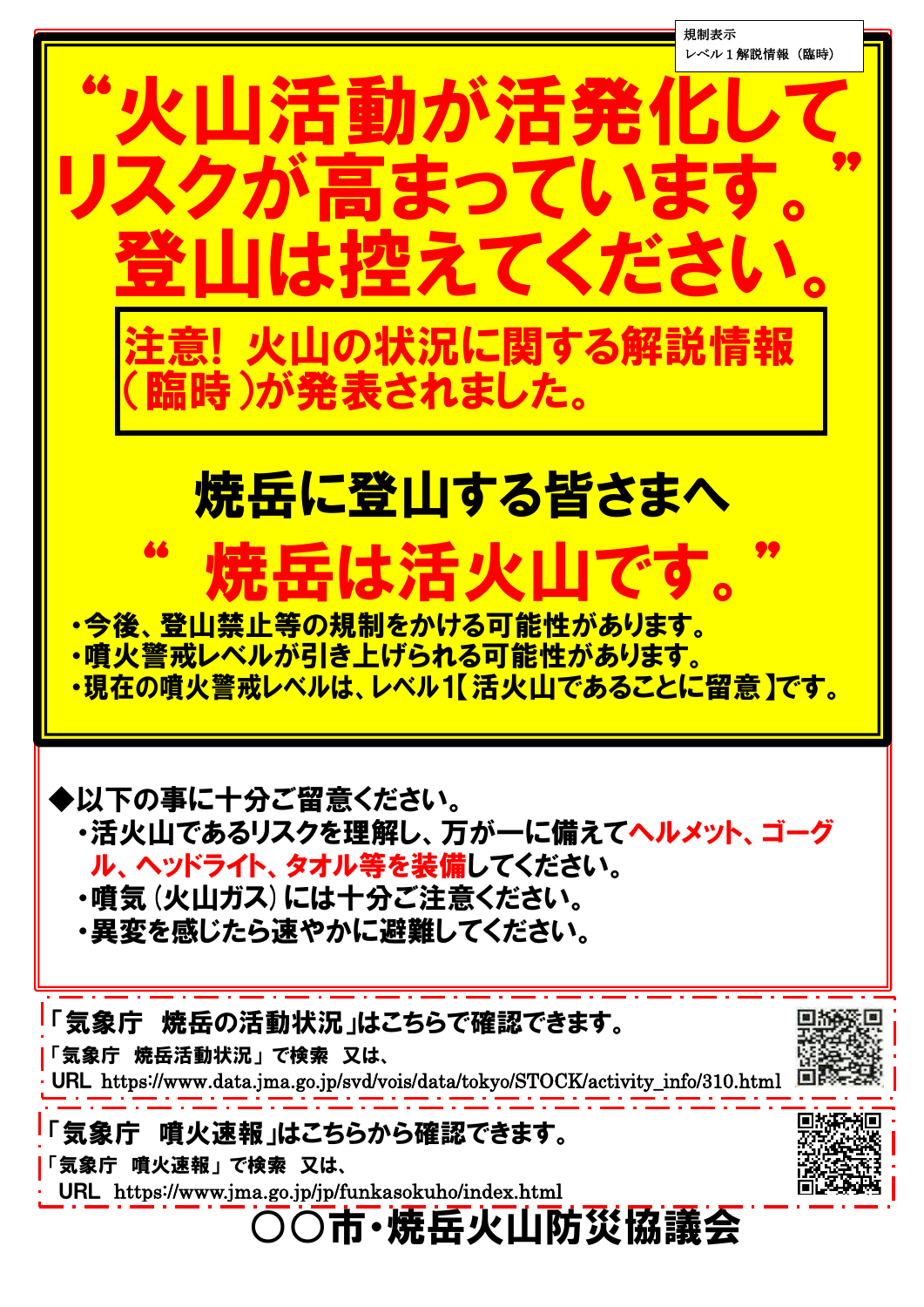規制表示
レベル１解説情報（臨時）

# “火山活動が活発化してリスクが高まっています。”登山は控えてください。

**注意！火山の状況に関する解説情報（臨時）が発表されました。**

## 焼岳に登山する皆さまへ

# “焼岳は活火山です。”

- ・今後、登山禁止等の規制をかける可能性があります。
- ・噴火警戒レベルが引き上げられる可能性があります。
- ・現在の噴火警戒レベルは、レベル1【活火山であることに留意】です。

**◆以下の事に十分ご留意ください。**

- ・活火山であるリスクを理解し、万が一に備えて**ヘルメット、ゴーグル、ヘッドライト、タオル等を装備**してください。
- ・噴気（火山ガス）には十分ご注意ください。
- ・異変を感じたら速やかに避難してください。

**「気象庁　焼岳の活動状況」はこちらで確認できます。**
「気象庁　焼岳活動状況」で検索　又は、
URL https://www.data.jma.go.jp/svd/vois/data/tokyo/STOCK/activity_info/310.html

**「気象庁　噴火速報」はこちらから確認できます。**
「気象庁　噴火速報」で検索　又は、
URL https://www.jma.go.jp/jp/funkasokuho/index.html

**〇〇市・焼岳火山防災協議会**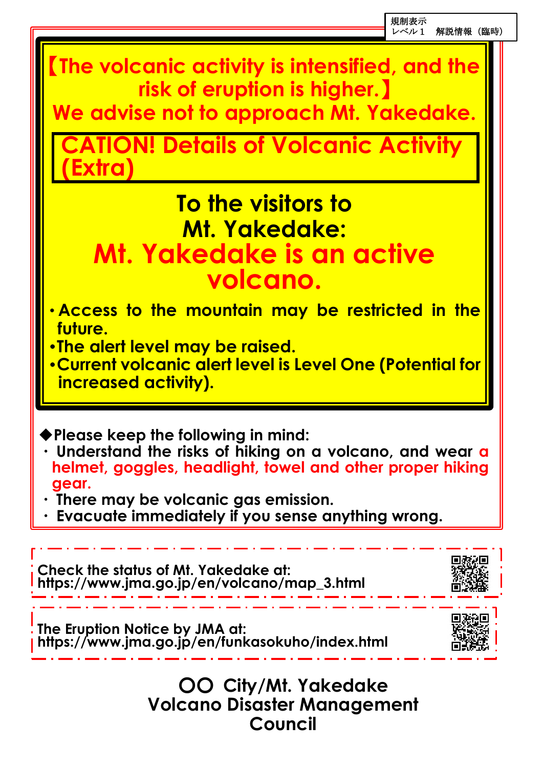規制表示
レベル１　解説情報（臨時）

**【The volcanic activity is intensified, and the risk of eruption is higher.】**
**We advise not to approach Mt. Yakedake.**

## CATION! Details of Volcanic Activity (Extra)

## To the visitors to Mt. Yakedake:
## Mt. Yakedake is an active volcano.

- **Access to the mountain may be restricted in the future.**
- **The alert level may be raised.**
- **Current volcanic alert level is Level One (Potential for increased activity).**

**◆Please keep the following in mind:**

- **Understand the risks of hiking on a volcano, and wear a helmet, goggles, headlight, towel and other proper hiking gear.**
- **There may be volcanic gas emission.**
- **Evacuate immediately if you sense anything wrong.**

**Check the status of Mt. Yakedake at:**
**https://www.jma.go.jp/en/volcano/map_3.html**

**The Eruption Notice by JMA at:**
**https://www.jma.go.jp/en/funkasokuho/index.html**

**OO City/Mt. Yakedake**
**Volcano Disaster Management Council**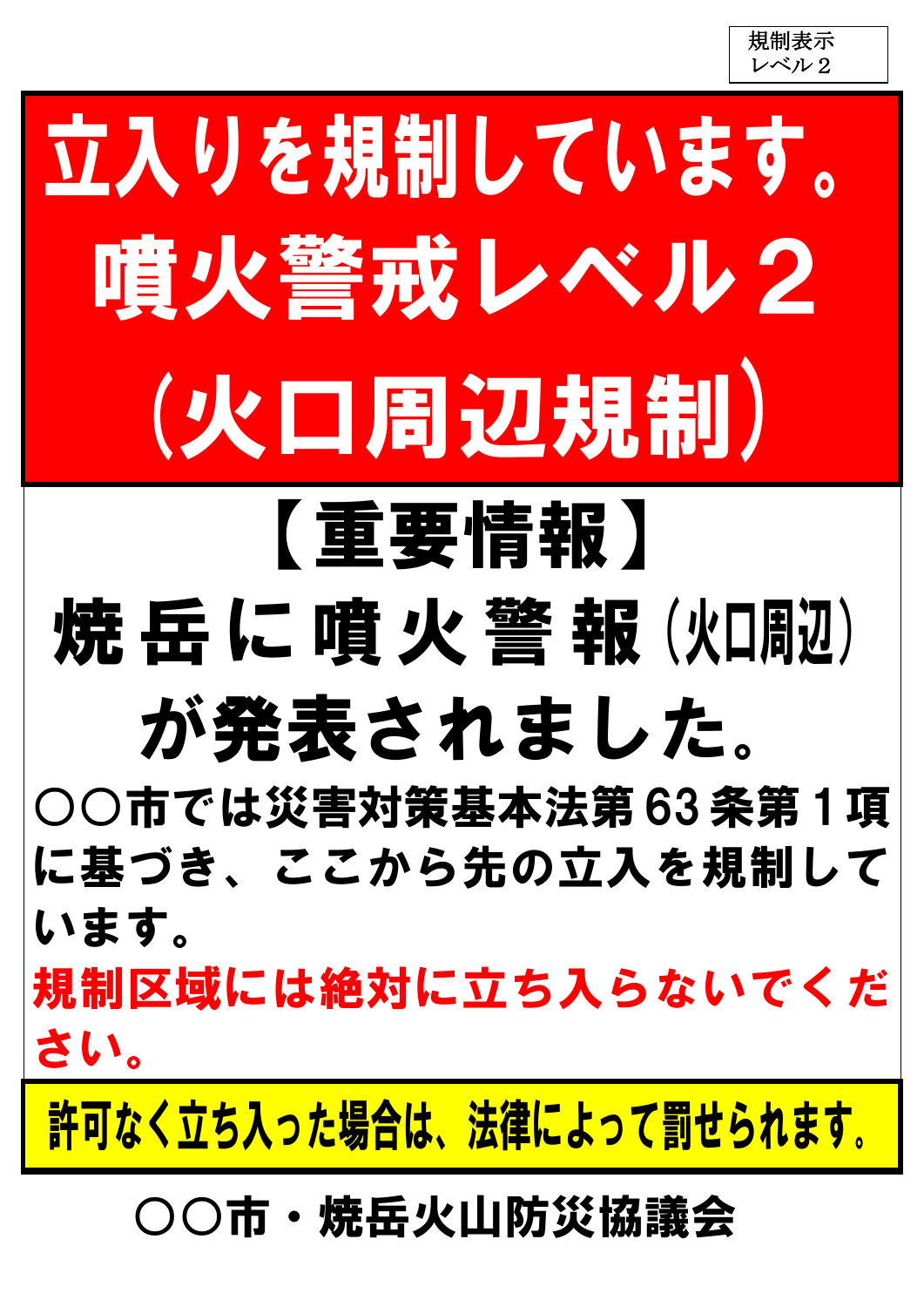規制表示
レベル２

# 立入りを規制しています。噴火警戒レベル２（火口周辺規制）

## 【重要情報】

## 焼岳に噴火警報（火口周辺）が発表されました。

**○○市では災害対策基本法第63条第１項に基づき、ここから先の立入を規制しています。**

**規制区域には絶対に立ち入らないでください。**

**許可なく立ち入った場合は、法律によって罰せられます。**

**○○市・焼岳火山防災協議会**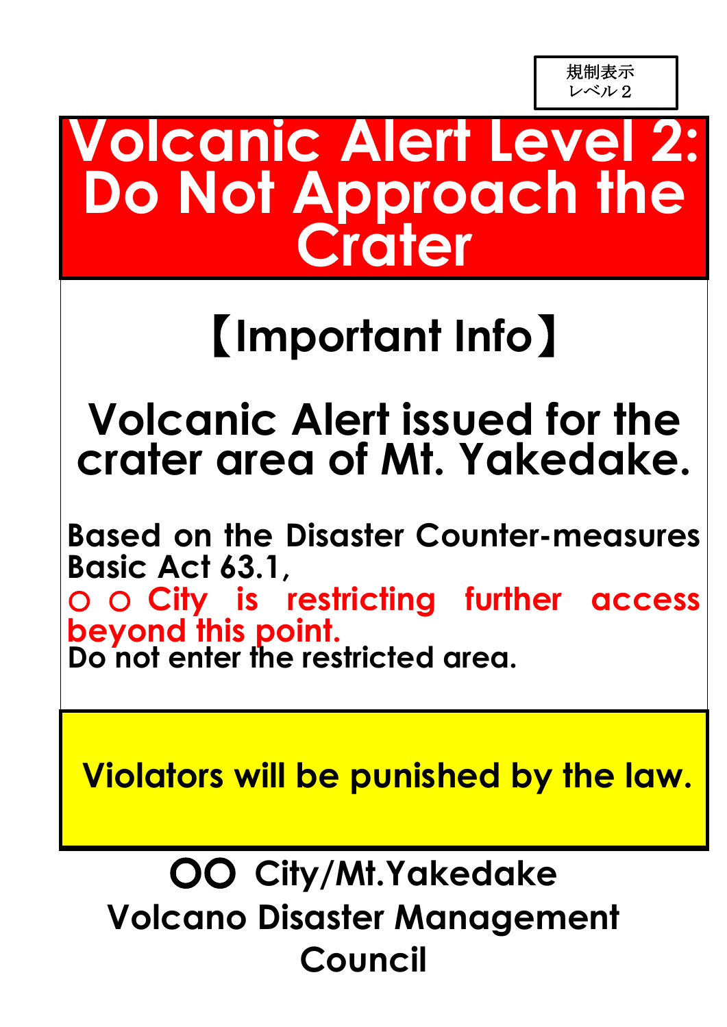規制表示
レベル２

# Volcanic Alert Level 2: Do Not Approach the Crater

## 【Important Info】

## Volcanic Alert issued for the crater area of Mt. Yakedake.

**Based on the Disaster Counter-measures Basic Act 63.1,**
**○ ○ City is restricting further access beyond this point.**
**Do not enter the restricted area.**

**Violators will be punished by the law.**

**○○ City/Mt.Yakedake**
**Volcano Disaster Management Council**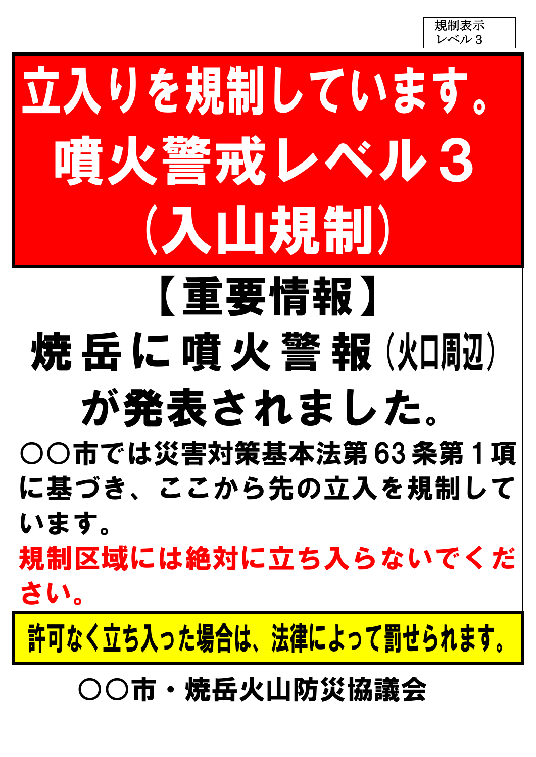規制表示
レベル３

# 立入りを規制しています。
# 噴火警戒レベル３
# （入山規制）

## 【重要情報】

## 焼岳に噴火警報（火口周辺）が発表されました。

〇〇市では災害対策基本法第63条第１項に基づき、ここから先の立入を規制しています。

**規制区域には絶対に立ち入らないでください。**

**許可なく立ち入った場合は、法律によって罰せられます。**

〇〇市・焼岳火山防災協議会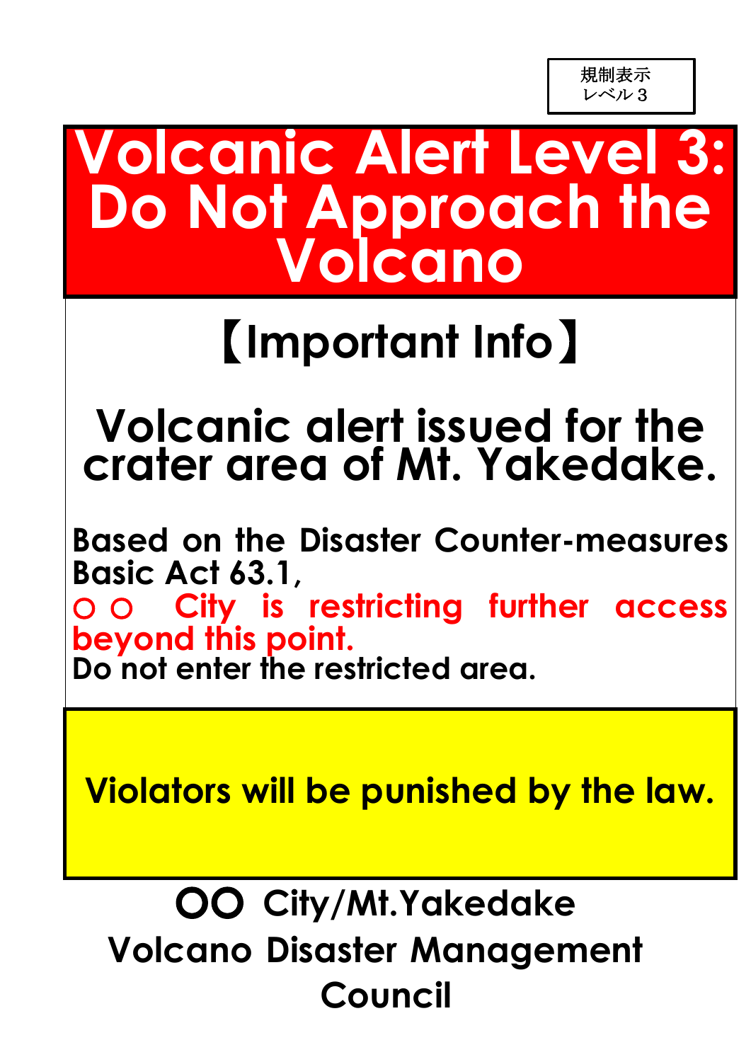規制表示
レベル３

# Volcanic Alert Level 3: Do Not Approach the Volcano

## 【Important Info】

## Volcanic alert issued for the crater area of Mt. Yakedake.

**Based on the Disaster Counter-measures Basic Act 63.1,**
**○○ City is restricting further access beyond this point.**
**Do not enter the restricted area.**

**Violators will be punished by the law.**

**OO City/Mt.Yakedake**
**Volcano Disaster Management Council**